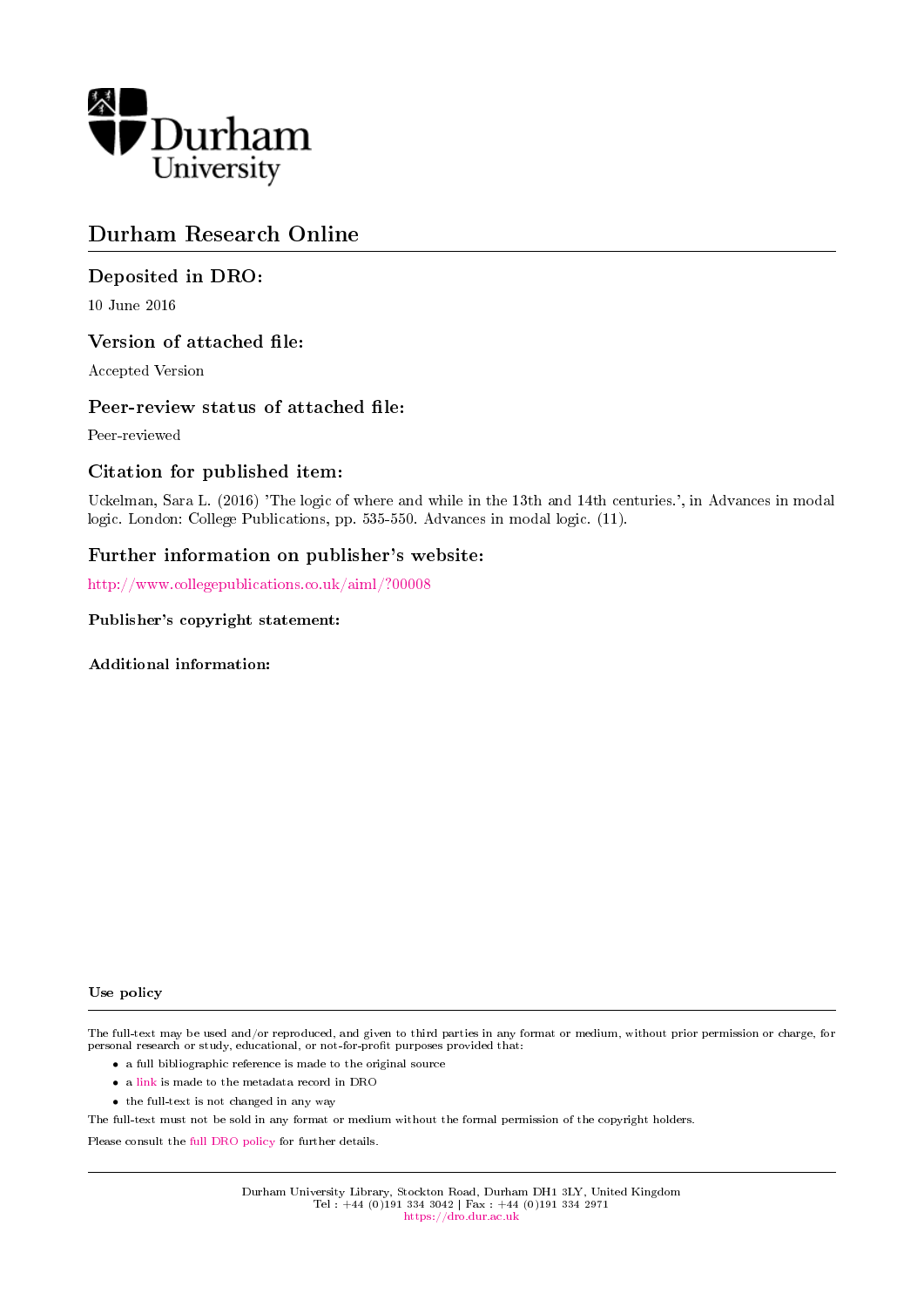# Durham Research Online

## Deposited in DRO:

10 June 2016

## Version of attached file:

Accepted Version

## Peer-review status of attached file:

Peer-reviewed

## Citation for published item:

Uckelman, Sara L. (2016) 'The logic of where and while in the 13th and 14th centuries.', in Advances in modal logic. London: College Publications, pp. 535-550. Advances in modal logic. (11).

## Further information on publisher's website:

http://www.collegepublications.co.uk/aiml/?00008

**Publisher's copyright statement:**

**Additional information:**

**Use policy**

The full-text may be used and/or reproduced, and given to third parties in any format or medium, without prior permission or charge, for personal research or study, educational, or not-for-profit purposes provided that:

- a full bibliographic reference is made to the original source
- a link is made to the metadata record in DRO
- the full-text is not changed in any way

The full-text must not be sold in any format or medium without the formal permission of the copyright holders.

Please consult the full DRO policy for further details.

Durham University Library, Stockton Road, Durham DH1 3LY, United Kingdom
Tel : +44 (0)191 334 3042 | Fax : +44 (0)191 334 2971
https://dro.dur.ac.uk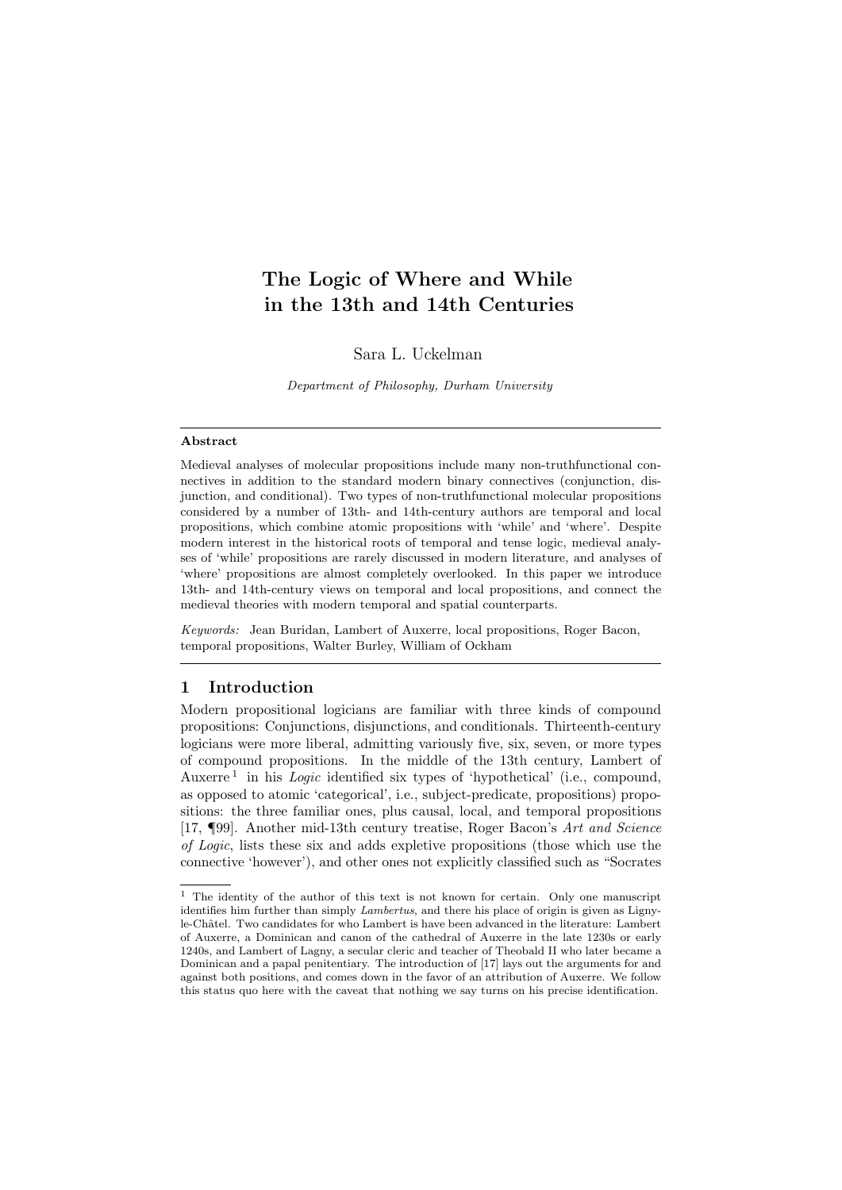# The Logic of Where and While in the 13th and 14th Centuries

Sara L. Uckelman

*Department of Philosophy, Durham University*

---

**Abstract**

Medieval analyses of molecular propositions include many non-truthfunctional connectives in addition to the standard modern binary connectives (conjunction, disjunction, and conditional). Two types of non-truthfunctional molecular propositions considered by a number of 13th- and 14th-century authors are temporal and local propositions, which combine atomic propositions with 'while' and 'where'. Despite modern interest in the historical roots of temporal and tense logic, medieval analyses of 'while' propositions are rarely discussed in modern literature, and analyses of 'where' propositions are almost completely overlooked. In this paper we introduce 13th- and 14th-century views on temporal and local propositions, and connect the medieval theories with modern temporal and spatial counterparts.

*Keywords:* Jean Buridan, Lambert of Auxerre, local propositions, Roger Bacon, temporal propositions, Walter Burley, William of Ockham

---

## 1 Introduction

Modern propositional logicians are familiar with three kinds of compound propositions: Conjunctions, disjunctions, and conditionals. Thirteenth-century logicians were more liberal, admitting variously five, six, seven, or more types of compound propositions. In the middle of the 13th century, Lambert of Auxerre [1] in his *Logic* identified six types of 'hypothetical' (i.e., compound, as opposed to atomic 'categorical', i.e., subject-predicate, propositions) propositions: the three familiar ones, plus causal, local, and temporal propositions [17, ¶99]. Another mid-13th century treatise, Roger Bacon's *Art and Science of Logic*, lists these six and adds expletive propositions (those which use the connective 'however'), and other ones not explicitly classified such as "Socrates

---

[1] The identity of the author of this text is not known for certain. Only one manuscript identifies him further than simply *Lambertus*, and there his place of origin is given as Ligny-le-Châtel. Two candidates for who Lambert is have been advanced in the literature: Lambert of Auxerre, a Dominican and canon of the cathedral of Auxerre in the late 1230s or early 1240s, and Lambert of Lagny, a secular cleric and teacher of Theobald II who later became a Dominican and a papal penitentiary. The introduction of [17] lays out the arguments for and against both positions, and comes down in the favor of an attribution of Auxerre. We follow this status quo here with the caveat that nothing we say turns on his precise identification.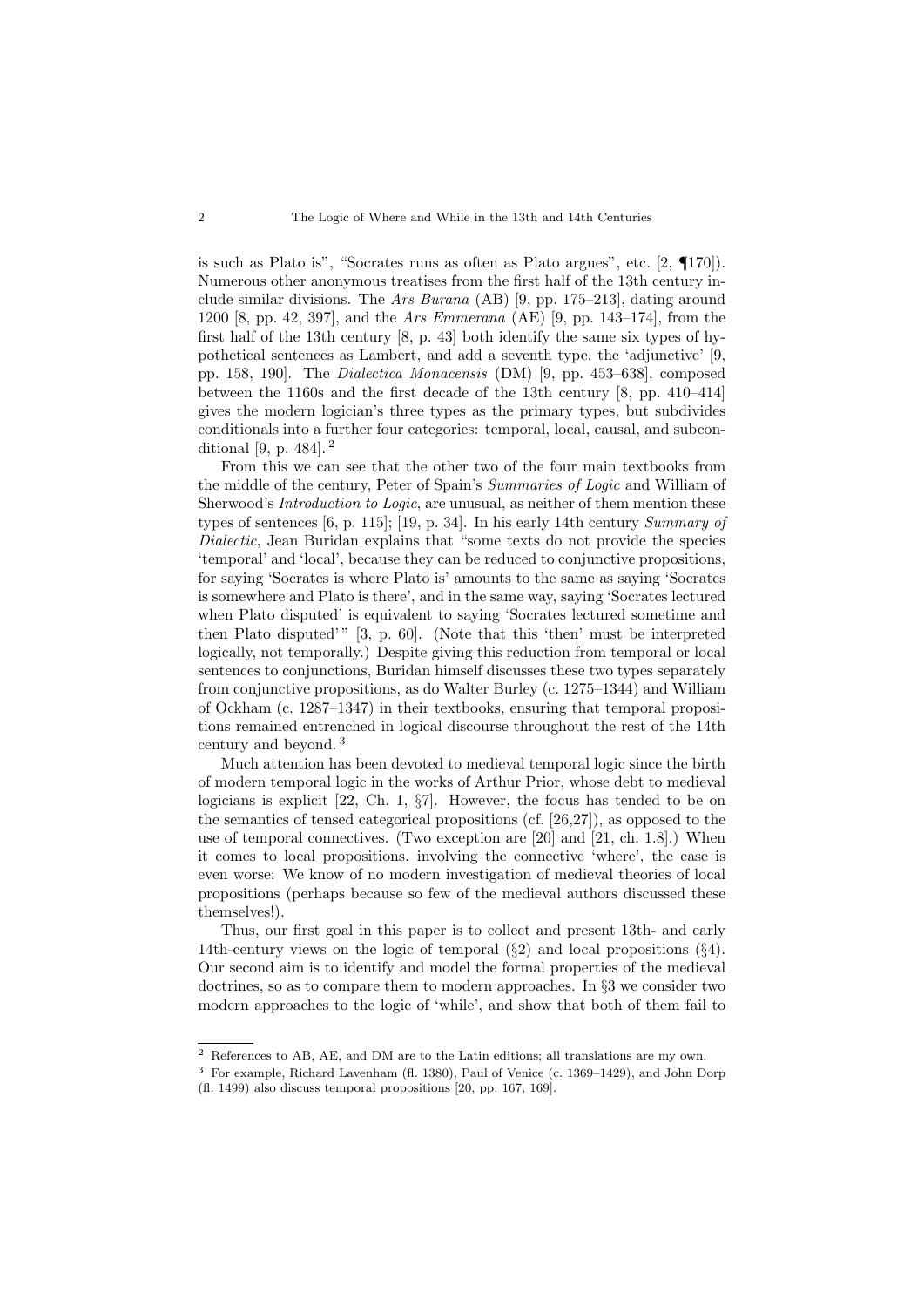is such as Plato is", "Socrates runs as often as Plato argues", etc. [2, ¶170]). Numerous other anonymous treatises from the first half of the 13th century include similar divisions. The *Ars Burana* (AB) [9, pp. 175–213], dating around 1200 [8, pp. 42, 397], and the *Ars Emmerana* (AE) [9, pp. 143–174], from the first half of the 13th century [8, p. 43] both identify the same six types of hypothetical sentences as Lambert, and add a seventh type, the 'adjunctive' [9, pp. 158, 190]. The *Dialectica Monacensis* (DM) [9, pp. 453–638], composed between the 1160s and the first decade of the 13th century [8, pp. 410–414] gives the modern logician's three types as the primary types, but subdivides conditionals into a further four categories: temporal, local, causal, and subconditional [9, p. 484]. [2]

From this we can see that the other two of the four main textbooks from the middle of the century, Peter of Spain's *Summaries of Logic* and William of Sherwood's *Introduction to Logic*, are unusual, as neither of them mention these types of sentences [6, p. 115]; [19, p. 34]. In his early 14th century *Summary of Dialectic*, Jean Buridan explains that "some texts do not provide the species 'temporal' and 'local', because they can be reduced to conjunctive propositions, for saying 'Socrates is where Plato is' amounts to the same as saying 'Socrates is somewhere and Plato is there', and in the same way, saying 'Socrates lectured when Plato disputed' is equivalent to saying 'Socrates lectured sometime and then Plato disputed' " [3, p. 60]. (Note that this 'then' must be interpreted logically, not temporally.) Despite giving this reduction from temporal or local sentences to conjunctions, Buridan himself discusses these two types separately from conjunctive propositions, as do Walter Burley (c. 1275–1344) and William of Ockham (c. 1287–1347) in their textbooks, ensuring that temporal propositions remained entrenched in logical discourse throughout the rest of the 14th century and beyond. [3]

Much attention has been devoted to medieval temporal logic since the birth of modern temporal logic in the works of Arthur Prior, whose debt to medieval logicians is explicit [22, Ch. 1, §7]. However, the focus has tended to be on the semantics of tensed categorical propositions (cf. [26,27]), as opposed to the use of temporal connectives. (Two exception are [20] and [21, ch. 1.8].) When it comes to local propositions, involving the connective 'where', the case is even worse: We know of no modern investigation of medieval theories of local propositions (perhaps because so few of the medieval authors discussed these themselves!).

Thus, our first goal in this paper is to collect and present 13th- and early 14th-century views on the logic of temporal (§2) and local propositions (§4). Our second aim is to identify and model the formal properties of the medieval doctrines, so as to compare them to modern approaches. In §3 we consider two modern approaches to the logic of 'while', and show that both of them fail to

---

[2] References to AB, AE, and DM are to the Latin editions; all translations are my own.

[3] For example, Richard Lavenham (fl. 1380), Paul of Venice (c. 1369–1429), and John Dorp (fl. 1499) also discuss temporal propositions [20, pp. 167, 169].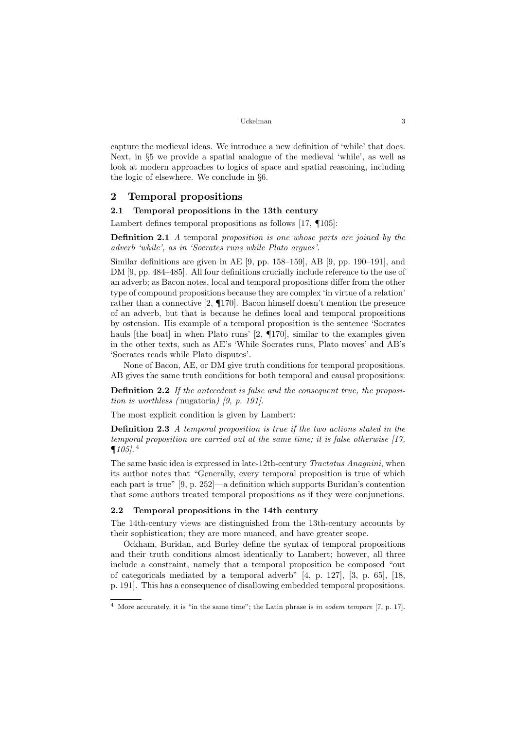capture the medieval ideas. We introduce a new definition of 'while' that does. Next, in §5 we provide a spatial analogue of the medieval 'while', as well as look at modern approaches to logics of space and spatial reasoning, including the logic of elsewhere. We conclude in §6.

## 2 Temporal propositions

### 2.1 Temporal propositions in the 13th century

Lambert defines temporal propositions as follows [17, ¶105]:

**Definition 2.1** *A* temporal *proposition is one whose parts are joined by the adverb 'while', as in 'Socrates runs while Plato argues'.*

Similar definitions are given in AE [9, pp. 158–159], AB [9, pp. 190–191], and DM [9, pp. 484–485]. All four definitions crucially include reference to the use of an adverb; as Bacon notes, local and temporal propositions differ from the other type of compound propositions because they are complex 'in virtue of a relation' rather than a connective [2, ¶170]. Bacon himself doesn't mention the presence of an adverb, but that is because he defines local and temporal propositions by ostension. His example of a temporal proposition is the sentence 'Socrates hauls [the boat] in when Plato runs' [2, ¶170], similar to the examples given in the other texts, such as AE's 'While Socrates runs, Plato moves' and AB's 'Socrates reads while Plato disputes'.

None of Bacon, AE, or DM give truth conditions for temporal propositions. AB gives the same truth conditions for both temporal and causal propositions:

**Definition 2.2** *If the antecedent is false and the consequent true, the proposition is worthless (*nugatoria*) [9, p. 191].*

The most explicit condition is given by Lambert:

**Definition 2.3** *A temporal proposition is true if the two actions stated in the temporal proposition are carried out at the same time; it is false otherwise [17, ¶105].*[4]

The same basic idea is expressed in late-12th-century *Tractatus Anagnini*, when its author notes that "Generally, every temporal proposition is true of which each part is true" [9, p. 252]—a definition which supports Buridan's contention that some authors treated temporal propositions as if they were conjunctions.

### 2.2 Temporal propositions in the 14th century

The 14th-century views are distinguished from the 13th-century accounts by their sophistication; they are more nuanced, and have greater scope.

Ockham, Buridan, and Burley define the syntax of temporal propositions and their truth conditions almost identically to Lambert; however, all three include a constraint, namely that a temporal proposition be composed "out of categoricals mediated by a temporal adverb" [4, p. 127], [3, p. 65], [18, p. 191]. This has a consequence of disallowing embedded temporal propositions.

[4] More accurately, it is "in the same time"; the Latin phrase is *in eodem tempore* [7, p. 17].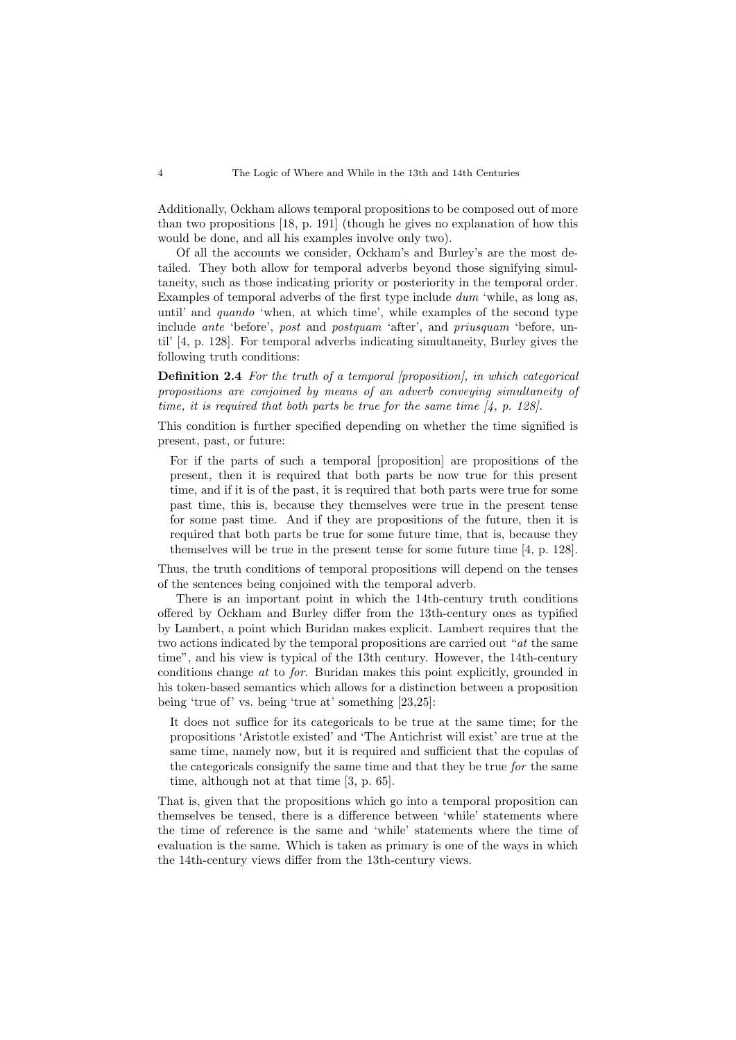Additionally, Ockham allows temporal propositions to be composed out of more than two propositions [18, p. 191] (though he gives no explanation of how this would be done, and all his examples involve only two).

Of all the accounts we consider, Ockham's and Burley's are the most detailed. They both allow for temporal adverbs beyond those signifying simultaneity, such as those indicating priority or posteriority in the temporal order. Examples of temporal adverbs of the first type include *dum* 'while, as long as, until' and *quando* 'when, at which time', while examples of the second type include *ante* 'before', *post* and *postquam* 'after', and *priusquam* 'before, until' [4, p. 128]. For temporal adverbs indicating simultaneity, Burley gives the following truth conditions:

**Definition 2.4** *For the truth of a temporal [proposition], in which categorical propositions are conjoined by means of an adverb conveying simultaneity of time, it is required that both parts be true for the same time [4, p. 128].*

This condition is further specified depending on whether the time signified is present, past, or future:

> For if the parts of such a temporal [proposition] are propositions of the present, then it is required that both parts be now true for this present time, and if it is of the past, it is required that both parts were true for some past time, this is, because they themselves were true in the present tense for some past time. And if they are propositions of the future, then it is required that both parts be true for some future time, that is, because they themselves will be true in the present tense for some future time [4, p. 128].

Thus, the truth conditions of temporal propositions will depend on the tenses of the sentences being conjoined with the temporal adverb.

There is an important point in which the 14th-century truth conditions offered by Ockham and Burley differ from the 13th-century ones as typified by Lambert, a point which Buridan makes explicit. Lambert requires that the two actions indicated by the temporal propositions are carried out "*at* the same time", and his view is typical of the 13th century. However, the 14th-century conditions change *at* to *for*. Buridan makes this point explicitly, grounded in his token-based semantics which allows for a distinction between a proposition being 'true of' vs. being 'true at' something [23,25]:

> It does not suffice for its categoricals to be true at the same time; for the propositions 'Aristotle existed' and 'The Antichrist will exist' are true at the same time, namely now, but it is required and sufficient that the copulas of the categoricals consignify the same time and that they be true *for* the same time, although not at that time [3, p. 65].

That is, given that the propositions which go into a temporal proposition can themselves be tensed, there is a difference between 'while' statements where the time of reference is the same and 'while' statements where the time of evaluation is the same. Which is taken as primary is one of the ways in which the 14th-century views differ from the 13th-century views.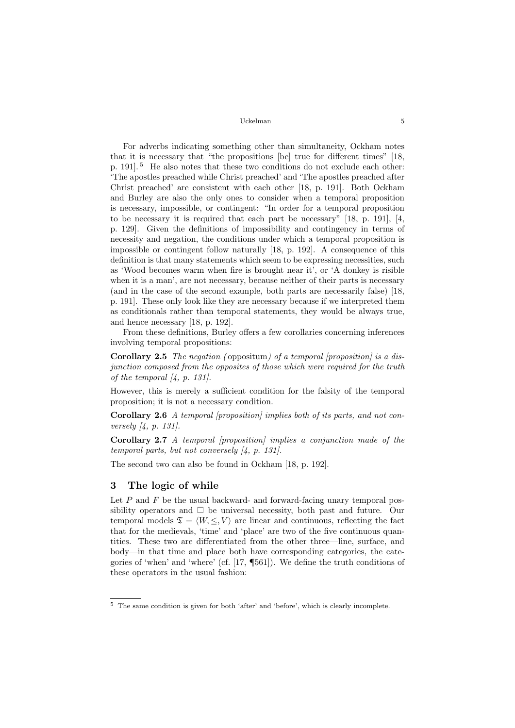For adverbs indicating something other than simultaneity, Ockham notes that it is necessary that "the propositions [be] true for different times" [18, p. 191]. [5] He also notes that these two conditions do not exclude each other: 'The apostles preached while Christ preached' and 'The apostles preached after Christ preached' are consistent with each other [18, p. 191]. Both Ockham and Burley are also the only ones to consider when a temporal proposition is necessary, impossible, or contingent: "In order for a temporal proposition to be necessary it is required that each part be necessary" [18, p. 191], [4, p. 129]. Given the definitions of impossibility and contingency in terms of necessity and negation, the conditions under which a temporal proposition is impossible or contingent follow naturally [18, p. 192]. A consequence of this definition is that many statements which seem to be expressing necessities, such as 'Wood becomes warm when fire is brought near it', or 'A donkey is risible when it is a man', are not necessary, because neither of their parts is necessary (and in the case of the second example, both parts are necessarily false) [18, p. 191]. These only look like they are necessary because if we interpreted them as conditionals rather than temporal statements, they would be always true, and hence necessary [18, p. 192].

From these definitions, Burley offers a few corollaries concerning inferences involving temporal propositions:

**Corollary 2.5** *The negation (* oppositum*) of a temporal [proposition] is a disjunction composed from the opposites of those which were required for the truth of the temporal [4, p. 131].*

However, this is merely a sufficient condition for the falsity of the temporal proposition; it is not a necessary condition.

**Corollary 2.6** *A temporal [proposition] implies both of its parts, and not conversely [4, p. 131].*

**Corollary 2.7** *A temporal [proposition] implies a conjunction made of the temporal parts, but not conversely [4, p. 131].*

The second two can also be found in Ockham [18, p. 192].

## 3 The logic of while

Let $P$ and $F$ be the usual backward- and forward-facing unary temporal possibility operators and $\Box$ be universal necessity, both past and future. Our temporal models $\mathfrak{T} = \langle W, \leq, V\rangle$ are linear and continuous, reflecting the fact that for the medievals, 'time' and 'place' are two of the five continuous quantities. These two are differentiated from the other three—line, surface, and body—in that time and place both have corresponding categories, the categories of 'when' and 'where' (cf. [17, ¶561]). We define the truth conditions of these operators in the usual fashion:

---

[5] The same condition is given for both 'after' and 'before', which is clearly incomplete.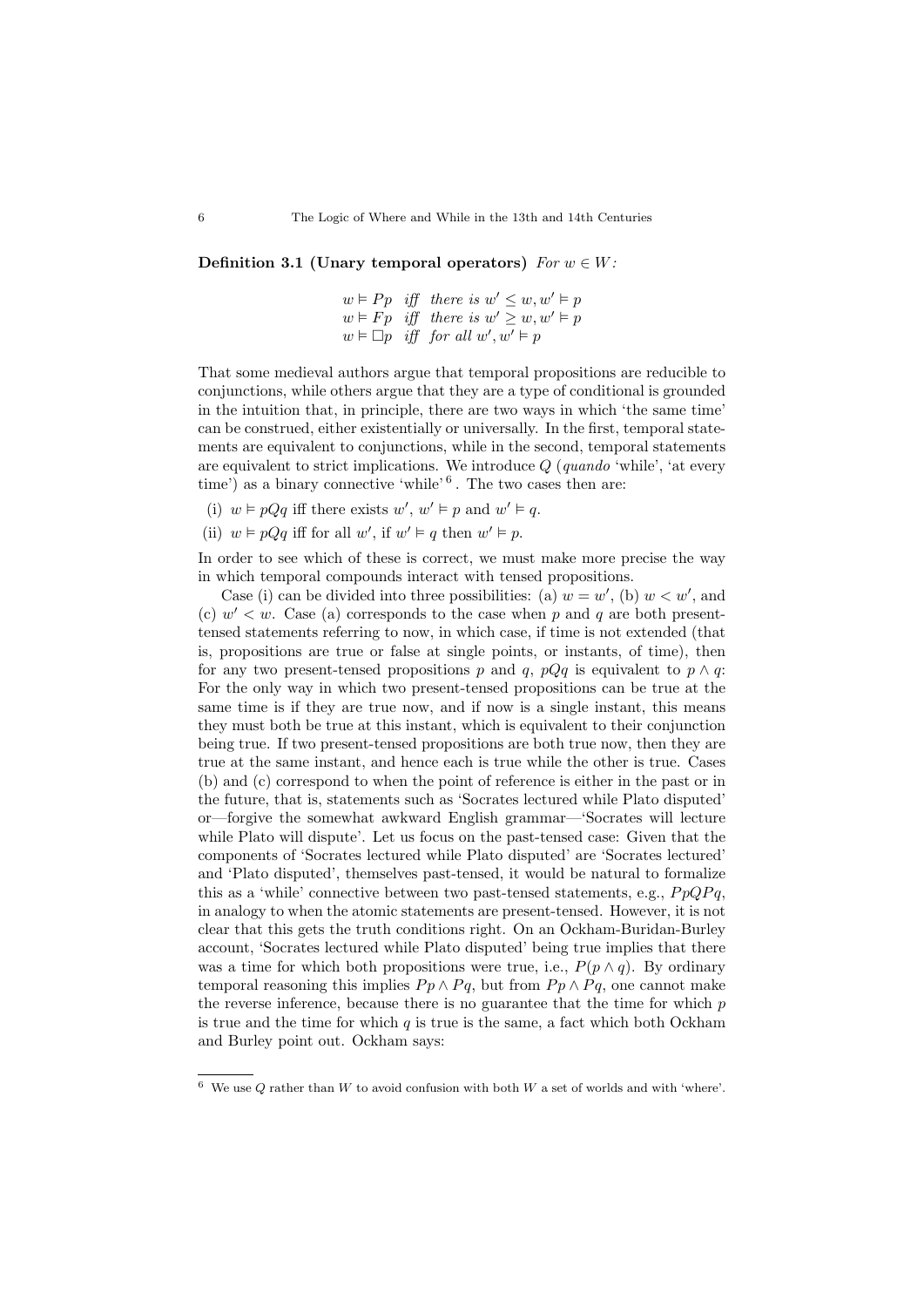**Definition 3.1 (Unary temporal operators)** *For $w \in W$:*

$$
\begin{array}{lll}
w \vDash Pp & \textit{iff} & \textit{there is } w' \leq w, w' \vDash p \\
w \vDash Fp & \textit{iff} & \textit{there is } w' \geq w, w' \vDash p \\
w \vDash \Box p & \textit{iff} & \textit{for all } w', w' \vDash p
\end{array}
$$

That some medieval authors argue that temporal propositions are reducible to conjunctions, while others argue that they are a type of conditional is grounded in the intuition that, in principle, there are two ways in which 'the same time' can be construed, either existentially or universally. In the first, temporal statements are equivalent to conjunctions, while in the second, temporal statements are equivalent to strict implications. We introduce $Q$ (*quando* 'while', 'at every time') as a binary connective 'while'[6]. The two cases then are:

(i) $w \vDash pQq$ iff there exists $w'$, $w' \vDash p$ and $w' \vDash q$.

(ii) $w \vDash pQq$ iff for all $w'$, if $w' \vDash q$ then $w' \vDash p$.

In order to see which of these is correct, we must make more precise the way in which temporal compounds interact with tensed propositions.

Case (i) can be divided into three possibilities: (a) $w = w'$, (b) $w < w'$, and (c) $w' < w$. Case (a) corresponds to the case when $p$ and $q$ are both present-tensed statements referring to now, in which case, if time is not extended (that is, propositions are true or false at single points, or instants, of time), then for any two present-tensed propositions $p$ and $q$, $pQq$ is equivalent to $p \wedge q$: For the only way in which two present-tensed propositions can be true at the same time is if they are true now, and if now is a single instant, this means they must both be true at this instant, which is equivalent to their conjunction being true. If two present-tensed propositions are both true now, then they are true at the same instant, and hence each is true while the other is true. Cases (b) and (c) correspond to when the point of reference is either in the past or in the future, that is, statements such as 'Socrates lectured while Plato disputed' or—forgive the somewhat awkward English grammar—'Socrates will lecture while Plato will dispute'. Let us focus on the past-tensed case: Given that the components of 'Socrates lectured while Plato disputed' are 'Socrates lectured' and 'Plato disputed', themselves past-tensed, it would be natural to formalize this as a 'while' connective between two past-tensed statements, e.g., $PpQPq$, in analogy to when the atomic statements are present-tensed. However, it is not clear that this gets the truth conditions right. On an Ockham-Buridan-Burley account, 'Socrates lectured while Plato disputed' being true implies that there was a time for which both propositions were true, i.e., $P(p \wedge q)$. By ordinary temporal reasoning this implies $Pp \wedge Pq$, but from $Pp \wedge Pq$, one cannot make the reverse inference, because there is no guarantee that the time for which $p$ is true and the time for which $q$ is true is the same, a fact which both Ockham and Burley point out. Ockham says:

---

[6] We use $Q$ rather than $W$ to avoid confusion with both $W$ a set of worlds and with 'where'.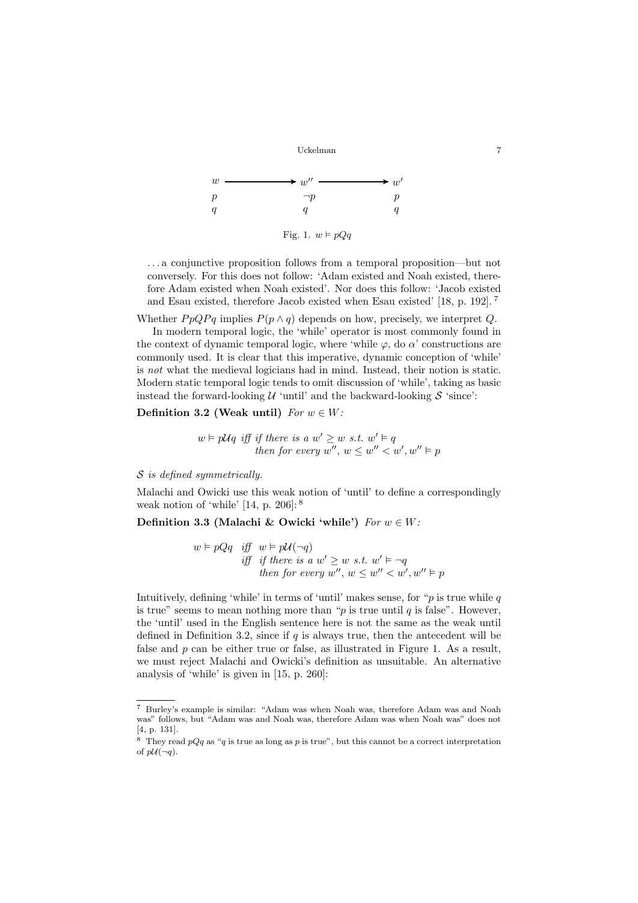$$
\begin{array}{ccccc}
w & \longrightarrow & w'' & \longrightarrow & w' \\
p & & \neg p & & p \\
q & & q & & q
\end{array}
$$

Fig. 1. $w \vDash pQq$

> ...a conjunctive proposition follows from a temporal proposition—but not conversely. For this does not follow: 'Adam existed and Noah existed, therefore Adam existed when Noah existed'. Nor does this follow: 'Jacob existed and Esau existed, therefore Jacob existed when Esau existed' [18, p. 192]. [7]

Whether $PpQPq$ implies $P(p \wedge q)$ depends on how, precisely, we interpret $Q$.

In modern temporal logic, the 'while' operator is most commonly found in the context of dynamic temporal logic, where 'while $\varphi$, do $\alpha$' constructions are commonly used. It is clear that this imperative, dynamic conception of 'while' is *not* what the medieval logicians had in mind. Instead, their notion is static. Modern static temporal logic tends to omit discussion of 'while', taking as basic instead the forward-looking $\mathcal{U}$ 'until' and the backward-looking $\mathcal{S}$ 'since':

**Definition 3.2 (Weak until)** *For $w \in W$:*

$$
w \vDash p\mathcal{U}q \;\text{ iff if there is a } w' \geq w \text{ s.t. } w' \vDash q \text{ then for every } w'',\, w \leq w'' < w',\, w'' \vDash p
$$

*$\mathcal{S}$ is defined symmetrically.*

Malachi and Owicki use this weak notion of 'until' to define a correspondingly weak notion of 'while' [14, p. 206]: [8]

**Definition 3.3 (Malachi & Owicki 'while')** *For $w \in W$:*

$$
\begin{aligned}
w \vDash pQq \quad &\text{iff} \quad w \vDash p\mathcal{U}(\neg q) \\
&\text{iff} \quad \text{if there is a } w' \geq w \text{ s.t. } w' \vDash \neg q \\
&\qquad\;\; \text{then for every } w'',\, w \leq w'' < w',\, w'' \vDash p
\end{aligned}
$$

Intuitively, defining 'while' in terms of 'until' makes sense, for "$p$ is true while $q$ is true" seems to mean nothing more than "$p$ is true until $q$ is false". However, the 'until' used in the English sentence here is not the same as the weak until defined in Definition 3.2, since if $q$ is always true, then the antecedent will be false and $p$ can be either true or false, as illustrated in Figure 1. As a result, we must reject Malachi and Owicki's definition as unsuitable. An alternative analysis of 'while' is given in [15, p. 260]:

---

[7] Burley's example is similar: "Adam was when Noah was, therefore Adam was and Noah was" follows, but "Adam was and Noah was, therefore Adam was when Noah was" does not [4, p. 131].

[8] They read $pQq$ as "$q$ is true as long as $p$ is true", but this cannot be a correct interpretation of $p\mathcal{U}(\neg q)$.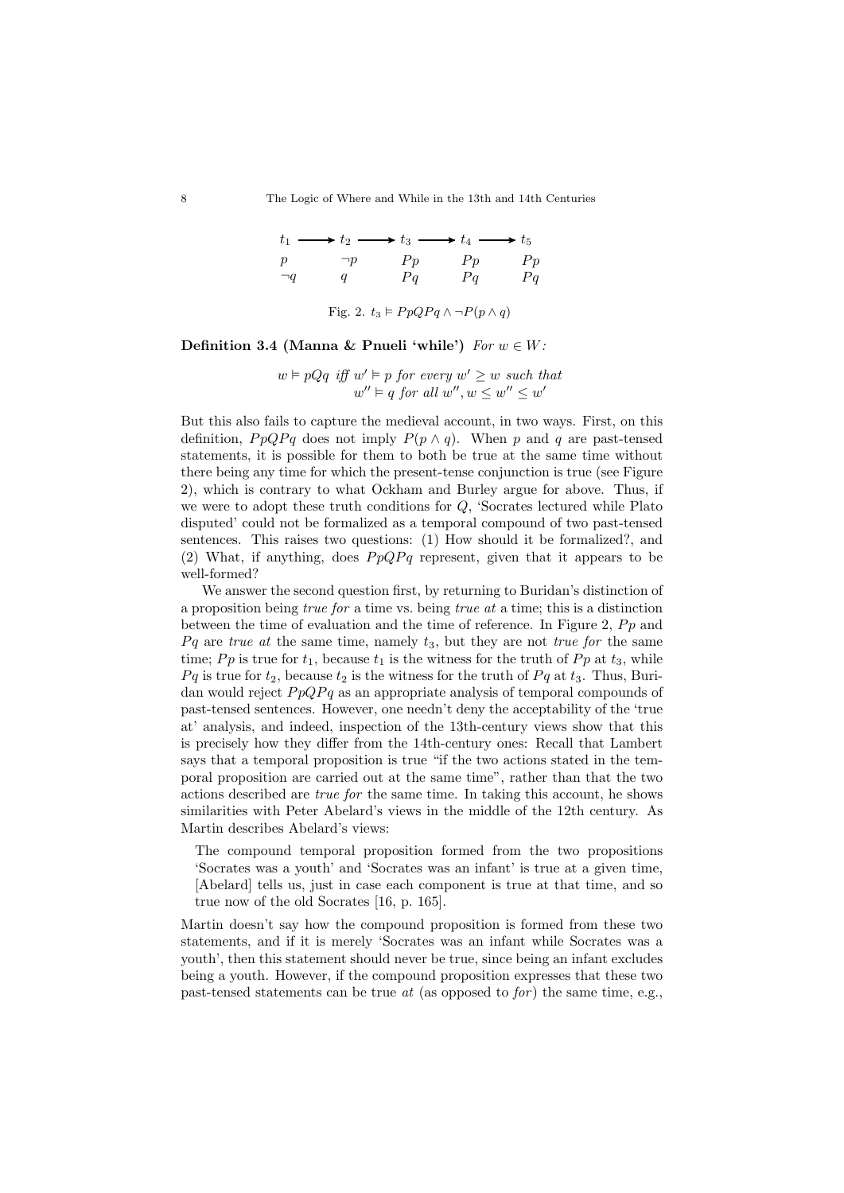$$
\begin{array}{ccccccccc}
t_1 & \longrightarrow & t_2 & \longrightarrow & t_3 & \longrightarrow & t_4 & \longrightarrow & t_5 \\
p & & \neg p & & Pp & & Pp & & Pp \\
\neg q & & q & & Pq & & Pq & & Pq
\end{array}
$$

Fig. 2. $t_3 \vDash PpQPq \wedge \neg P(p \wedge q)$

**Definition 3.4 (Manna & Pnueli 'while')** *For $w \in W$:*

$$
w \vDash pQq \text{ iff } w' \vDash p \text{ for every } w' \geq w \text{ such that } w'' \vDash q \text{ for all } w'', w \leq w'' \leq w'
$$

But this also fails to capture the medieval account, in two ways. First, on this definition, $PpQPq$ does not imply $P(p \wedge q)$. When $p$ and $q$ are past-tensed statements, it is possible for them to both be true at the same time without there being any time for which the present-tense conjunction is true (see Figure 2), which is contrary to what Ockham and Burley argue for above. Thus, if we were to adopt these truth conditions for $Q$, 'Socrates lectured while Plato disputed' could not be formalized as a temporal compound of two past-tensed sentences. This raises two questions: (1) How should it be formalized?, and (2) What, if anything, does $PpQPq$ represent, given that it appears to be well-formed?

We answer the second question first, by returning to Buridan's distinction of a proposition being *true for* a time vs. being *true at* a time; this is a distinction between the time of evaluation and the time of reference. In Figure 2, $Pp$ and $Pq$ are *true at* the same time, namely $t_3$, but they are not *true for* the same time; $Pp$ is true for $t_1$, because $t_1$ is the witness for the truth of $Pp$ at $t_3$, while $Pq$ is true for $t_2$, because $t_2$ is the witness for the truth of $Pq$ at $t_3$. Thus, Buridan would reject $PpQPq$ as an appropriate analysis of temporal compounds of past-tensed sentences. However, one needn't deny the acceptability of the 'true at' analysis, and indeed, inspection of the 13th-century views show that this is precisely how they differ from the 14th-century ones: Recall that Lambert says that a temporal proposition is true "if the two actions stated in the temporal proposition are carried out at the same time", rather than that the two actions described are *true for* the same time. In taking this account, he shows similarities with Peter Abelard's views in the middle of the 12th century. As Martin describes Abelard's views:

> The compound temporal proposition formed from the two propositions 'Socrates was a youth' and 'Socrates was an infant' is true at a given time, [Abelard] tells us, just in case each component is true at that time, and so true now of the old Socrates [16, p. 165].

Martin doesn't say how the compound proposition is formed from these two statements, and if it is merely 'Socrates was an infant while Socrates was a youth', then this statement should never be true, since being an infant excludes being a youth. However, if the compound proposition expresses that these two past-tensed statements can be true *at* (as opposed to *for*) the same time, e.g.,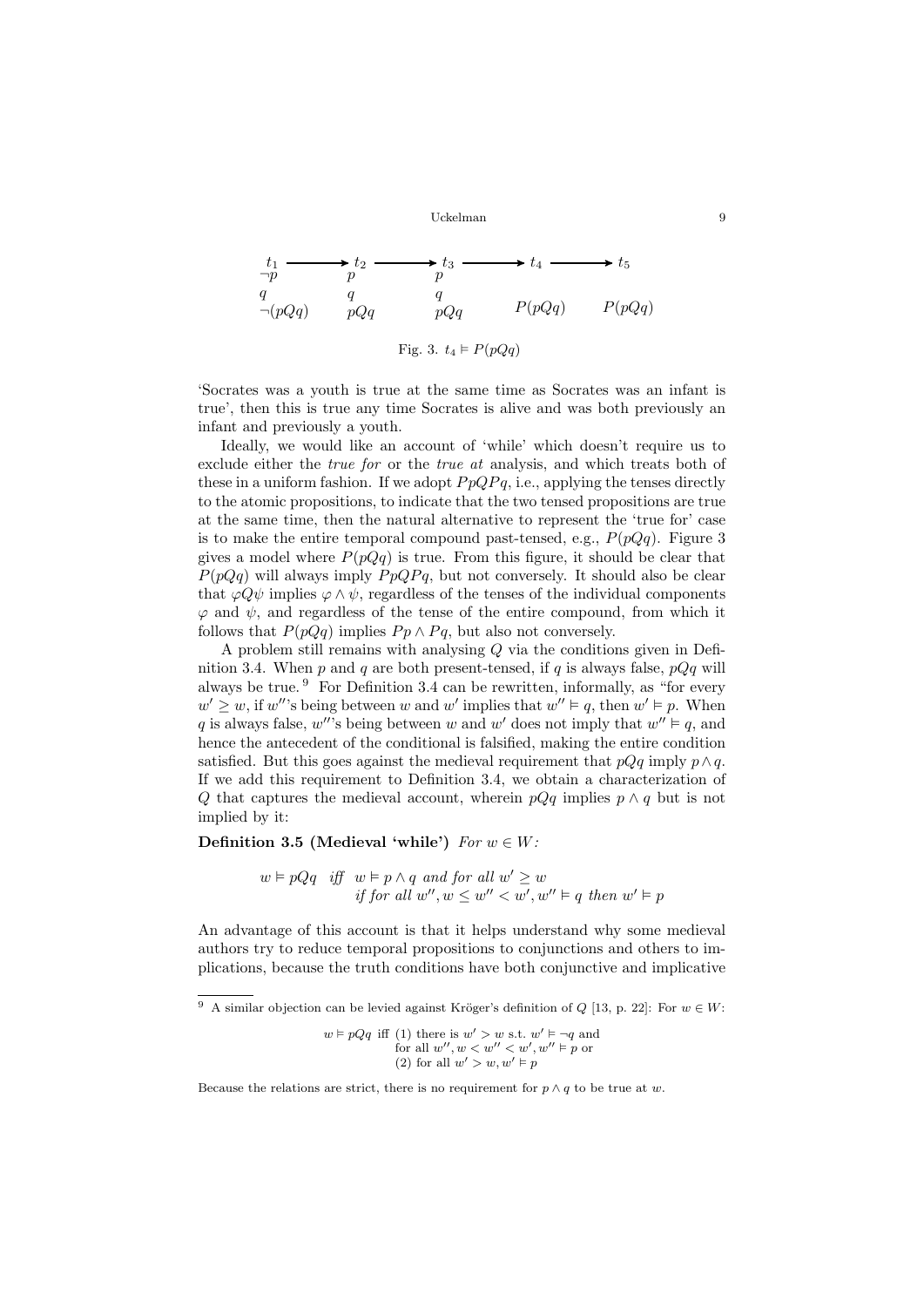| $t_1$ | → $t_2$ | → $t_3$ | → $t_4$ | → $t_5$ |
|---|---|---|---|---|
| $\neg p$ | $p$ | $p$ | | |
| $q$ | $q$ | $q$ | | |
| $\neg(pQq)$ | $pQq$ | $pQq$ | $P(pQq)$ | $P(pQq)$ |

Fig. 3. $t_4 \vDash P(pQq)$

'Socrates was a youth is true at the same time as Socrates was an infant is true', then this is true any time Socrates is alive and was both previously an infant and previously a youth.

Ideally, we would like an account of 'while' which doesn't require us to exclude either the *true for* or the *true at* analysis, and which treats both of these in a uniform fashion. If we adopt $PpQPq$, i.e., applying the tenses directly to the atomic propositions, to indicate that the two tensed propositions are true at the same time, then the natural alternative to represent the 'true for' case is to make the entire temporal compound past-tensed, e.g., $P(pQq)$. Figure 3 gives a model where $P(pQq)$ is true. From this figure, it should be clear that $P(pQq)$ will always imply $PpQPq$, but not conversely. It should also be clear that $\varphi Q \psi$ implies $\varphi \wedge \psi$, regardless of the tenses of the individual components $\varphi$ and $\psi$, and regardless of the tense of the entire compound, from which it follows that $P(pQq)$ implies $Pp \wedge Pq$, but also not conversely.

A problem still remains with analysing $Q$ via the conditions given in Definition 3.4. When $p$ and $q$ are both present-tensed, if $q$ is always false, $pQq$ will always be true. [9] For Definition 3.4 can be rewritten, informally, as "for every $w' \geq w$, if $w''$'s being between $w$ and $w'$ implies that $w'' \vDash q$, then $w' \vDash p$. When $q$ is always false, $w''$'s being between $w$ and $w'$ does not imply that $w'' \vDash q$, and hence the antecedent of the conditional is falsified, making the entire condition satisfied. But this goes against the medieval requirement that $pQq$ imply $p \wedge q$. If we add this requirement to Definition 3.4, we obtain a characterization of $Q$ that captures the medieval account, wherein $pQq$ implies $p \wedge q$ but is not implied by it:

**Definition 3.5 (Medieval 'while')** *For* $w \in W$*:*

$$
\begin{aligned}
w \vDash pQq \quad \textit{iff} \quad & w \vDash p \wedge q \textit{ and for all } w' \geq w \\
& \textit{if for all } w'', w \leq w'' < w', w'' \vDash q \textit{ then } w' \vDash p
\end{aligned}
$$

An advantage of this account is that it helps understand why some medieval authors try to reduce temporal propositions to conjunctions and others to implications, because the truth conditions have both conjunctive and implicative

---

[9] A similar objection can be levied against Kröger's definition of $Q$ [13, p. 22]: For $w \in W$:

$$
\begin{aligned}
w \vDash pQq \text{ iff } & (1) \text{ there is } w' > w \text{ s.t. } w' \vDash \neg q \text{ and} \\
& \text{for all } w'', w < w'' < w', w'' \vDash p \text{ or} \\
& (2) \text{ for all } w' > w, w' \vDash p
\end{aligned}
$$

Because the relations are strict, there is no requirement for $p \wedge q$ to be true at $w$.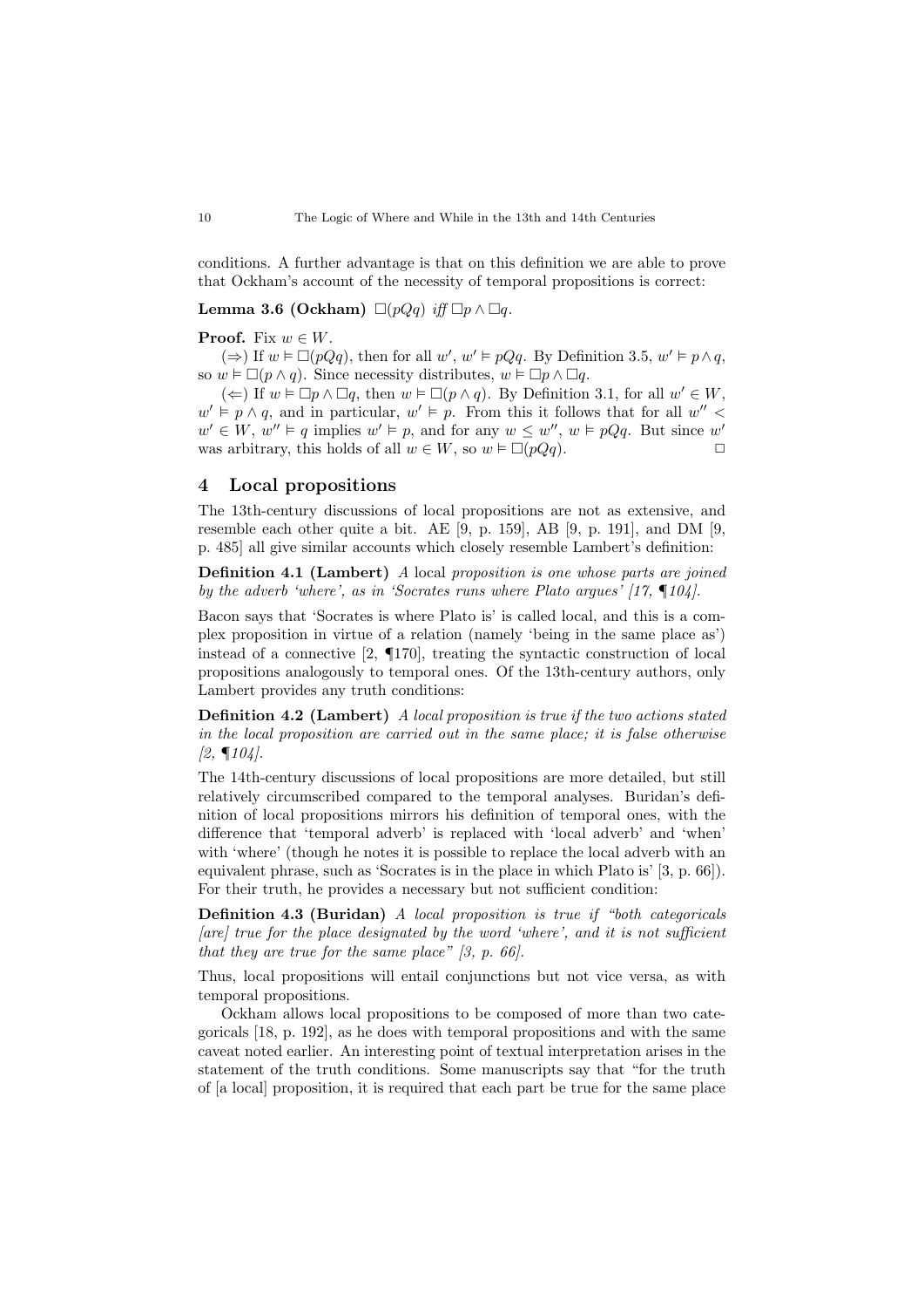conditions. A further advantage is that on this definition we are able to prove that Ockham's account of the necessity of temporal propositions is correct:

**Lemma 3.6 (Ockham)** *$\Box(pQq)$ iff $\Box p \wedge \Box q$.*

**Proof.** Fix $w \in W$.

($\Rightarrow$) If $w \vDash \Box(pQq)$, then for all $w'$, $w' \vDash pQq$. By Definition 3.5, $w' \vDash p \wedge q$, so $w \vDash \Box(p \wedge q)$. Since necessity distributes, $w \vDash \Box p \wedge \Box q$.

($\Leftarrow$) If $w \vDash \Box p \wedge \Box q$, then $w \vDash \Box(p \wedge q)$. By Definition 3.1, for all $w' \in W$, $w' \vDash p \wedge q$, and in particular, $w' \vDash p$. From this it follows that for all $w'' < w' \in W$, $w'' \vDash q$ implies $w' \vDash p$, and for any $w \leq w''$, $w \vDash pQq$. But since $w'$ was arbitrary, this holds of all $w \in W$, so $w \vDash \Box(pQq)$. $\Box$

## 4 Local propositions

The 13th-century discussions of local propositions are not as extensive, and resemble each other quite a bit. AE [9, p. 159], AB [9, p. 191], and DM [9, p. 485] all give similar accounts which closely resemble Lambert's definition:

**Definition 4.1 (Lambert)** *A* local *proposition is one whose parts are joined by the adverb 'where', as in 'Socrates runs where Plato argues' [17, ¶104].*

Bacon says that 'Socrates is where Plato is' is called local, and this is a complex proposition in virtue of a relation (namely 'being in the same place as') instead of a connective [2, ¶170], treating the syntactic construction of local propositions analogously to temporal ones. Of the 13th-century authors, only Lambert provides any truth conditions:

**Definition 4.2 (Lambert)** *A local proposition is true if the two actions stated in the local proposition are carried out in the same place; it is false otherwise [2, ¶104].*

The 14th-century discussions of local propositions are more detailed, but still relatively circumscribed compared to the temporal analyses. Buridan's definition of local propositions mirrors his definition of temporal ones, with the difference that 'temporal adverb' is replaced with 'local adverb' and 'when' with 'where' (though he notes it is possible to replace the local adverb with an equivalent phrase, such as 'Socrates is in the place in which Plato is' [3, p. 66]). For their truth, he provides a necessary but not sufficient condition:

**Definition 4.3 (Buridan)** *A local proposition is true if "both categoricals [are] true for the place designated by the word 'where', and it is not sufficient that they are true for the same place" [3, p. 66].*

Thus, local propositions will entail conjunctions but not vice versa, as with temporal propositions.

Ockham allows local propositions to be composed of more than two categoricals [18, p. 192], as he does with temporal propositions and with the same caveat noted earlier. An interesting point of textual interpretation arises in the statement of the truth conditions. Some manuscripts say that "for the truth of [a local] proposition, it is required that each part be true for the same place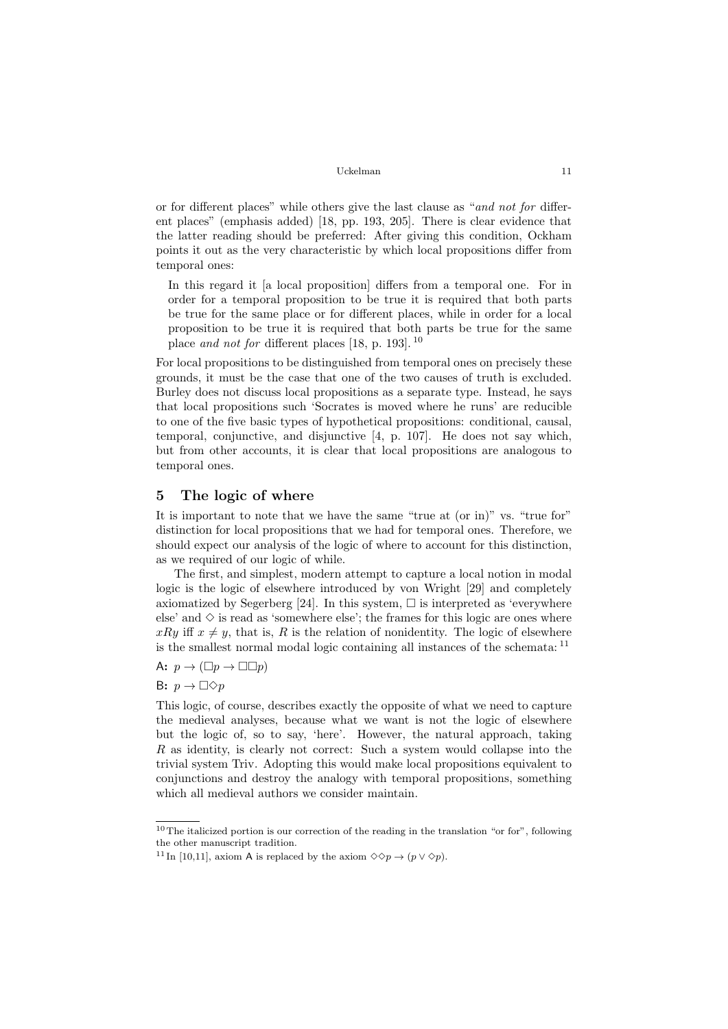or for different places" while others give the last clause as "*and not for* different places" (emphasis added) [18, pp. 193, 205]. There is clear evidence that the latter reading should be preferred: After giving this condition, Ockham points it out as the very characteristic by which local propositions differ from temporal ones:

> In this regard it [a local proposition] differs from a temporal one. For in order for a temporal proposition to be true it is required that both parts be true for the same place or for different places, while in order for a local proposition to be true it is required that both parts be true for the same place *and not for* different places [18, p. 193]. [10]

For local propositions to be distinguished from temporal ones on precisely these grounds, it must be the case that one of the two causes of truth is excluded. Burley does not discuss local propositions as a separate type. Instead, he says that local propositions such 'Socrates is moved where he runs' are reducible to one of the five basic types of hypothetical propositions: conditional, causal, temporal, conjunctive, and disjunctive [4, p. 107]. He does not say which, but from other accounts, it is clear that local propositions are analogous to temporal ones.

## 5 The logic of where

It is important to note that we have the same "true at (or in)" vs. "true for" distinction for local propositions that we had for temporal ones. Therefore, we should expect our analysis of the logic of where to account for this distinction, as we required of our logic of while.

The first, and simplest, modern attempt to capture a local notion in modal logic is the logic of elsewhere introduced by von Wright [29] and completely axiomatized by Segerberg [24]. In this system, $\Box$ is interpreted as 'everywhere else' and $\Diamond$ is read as 'somewhere else'; the frames for this logic are ones where $xRy$ iff $x \neq y$, that is, $R$ is the relation of nonidentity. The logic of elsewhere is the smallest normal modal logic containing all instances of the schemata: [11]

A: $p \to (\Box p \to \Box\Box p)$

B: $p \to \Box\Diamond p$

This logic, of course, describes exactly the opposite of what we need to capture the medieval analyses, because what we want is not the logic of elsewhere but the logic of, so to say, 'here'. However, the natural approach, taking $R$ as identity, is clearly not correct: Such a system would collapse into the trivial system Triv. Adopting this would make local propositions equivalent to conjunctions and destroy the analogy with temporal propositions, something which all medieval authors we consider maintain.

---

[10] The italicized portion is our correction of the reading in the translation "or for", following the other manuscript tradition.

[11] In [10,11], axiom A is replaced by the axiom $\Diamond\Diamond p \to (p \vee \Diamond p)$.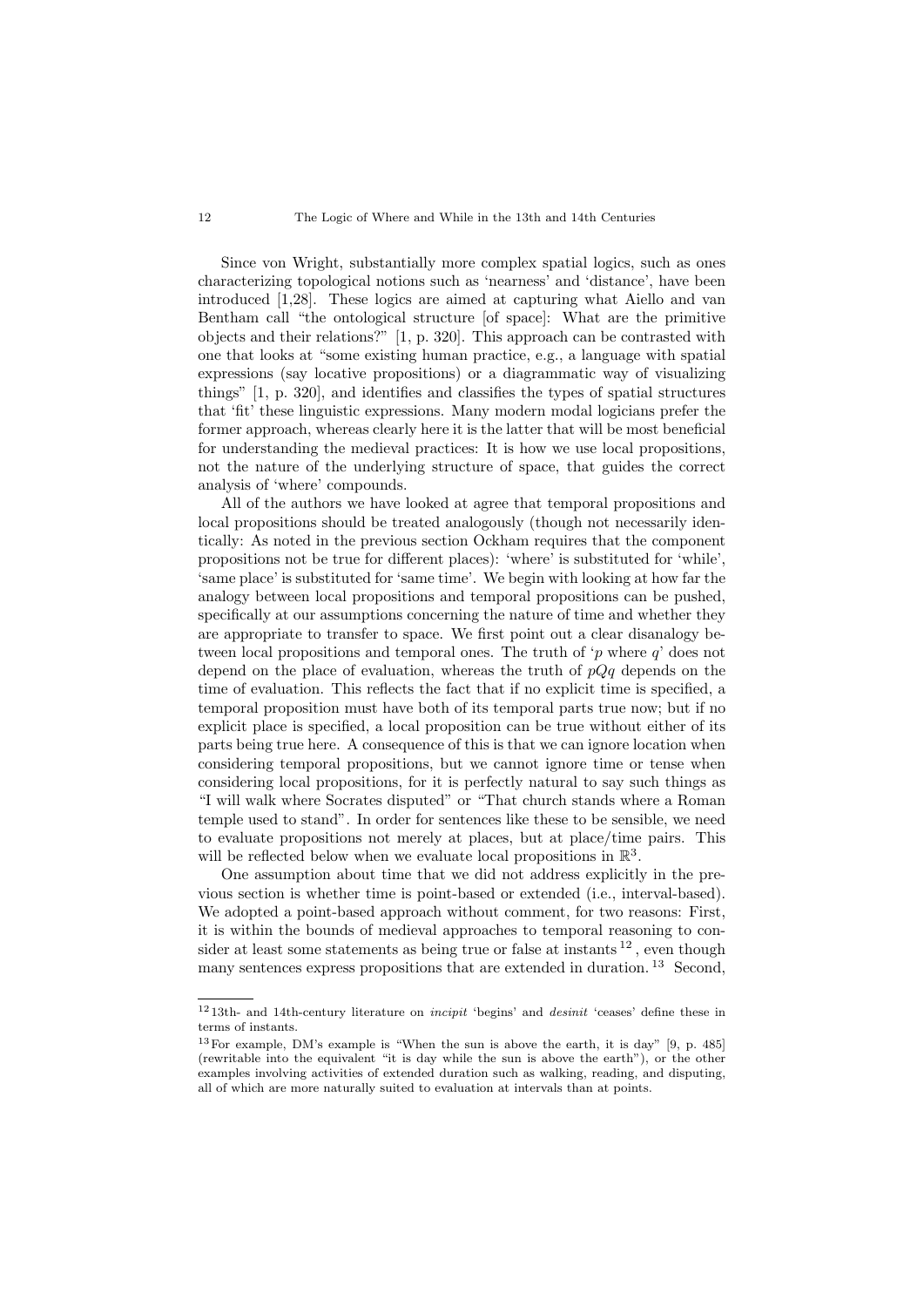Since von Wright, substantially more complex spatial logics, such as ones characterizing topological notions such as 'nearness' and 'distance', have been introduced [1,28]. These logics are aimed at capturing what Aiello and van Bentham call "the ontological structure [of space]: What are the primitive objects and their relations?" [1, p. 320]. This approach can be contrasted with one that looks at "some existing human practice, e.g., a language with spatial expressions (say locative propositions) or a diagrammatic way of visualizing things" [1, p. 320], and identifies and classifies the types of spatial structures that 'fit' these linguistic expressions. Many modern modal logicians prefer the former approach, whereas clearly here it is the latter that will be most beneficial for understanding the medieval practices: It is how we use local propositions, not the nature of the underlying structure of space, that guides the correct analysis of 'where' compounds.

All of the authors we have looked at agree that temporal propositions and local propositions should be treated analogously (though not necessarily identically: As noted in the previous section Ockham requires that the component propositions not be true for different places): 'where' is substituted for 'while', 'same place' is substituted for 'same time'. We begin with looking at how far the analogy between local propositions and temporal propositions can be pushed, specifically at our assumptions concerning the nature of time and whether they are appropriate to transfer to space. We first point out a clear disanalogy between local propositions and temporal ones. The truth of '$p$ where $q$' does not depend on the place of evaluation, whereas the truth of $pQq$ depends on the time of evaluation. This reflects the fact that if no explicit time is specified, a temporal proposition must have both of its temporal parts true now; but if no explicit place is specified, a local proposition can be true without either of its parts being true here. A consequence of this is that we can ignore location when considering temporal propositions, but we cannot ignore time or tense when considering local propositions, for it is perfectly natural to say such things as "I will walk where Socrates disputed" or "That church stands where a Roman temple used to stand". In order for sentences like these to be sensible, we need to evaluate propositions not merely at places, but at place/time pairs. This will be reflected below when we evaluate local propositions in $\mathbb{R}^3$.

One assumption about time that we did not address explicitly in the previous section is whether time is point-based or extended (i.e., interval-based). We adopted a point-based approach without comment, for two reasons: First, it is within the bounds of medieval approaches to temporal reasoning to consider at least some statements as being true or false at instants [12], even though many sentences express propositions that are extended in duration. [13] Second,

---

[12] 13th- and 14th-century literature on *incipit* 'begins' and *desinit* 'ceases' define these in terms of instants.

[13] For example, DM's example is "When the sun is above the earth, it is day" [9, p. 485] (rewritable into the equivalent "it is day while the sun is above the earth"), or the other examples involving activities of extended duration such as walking, reading, and disputing, all of which are more naturally suited to evaluation at intervals than at points.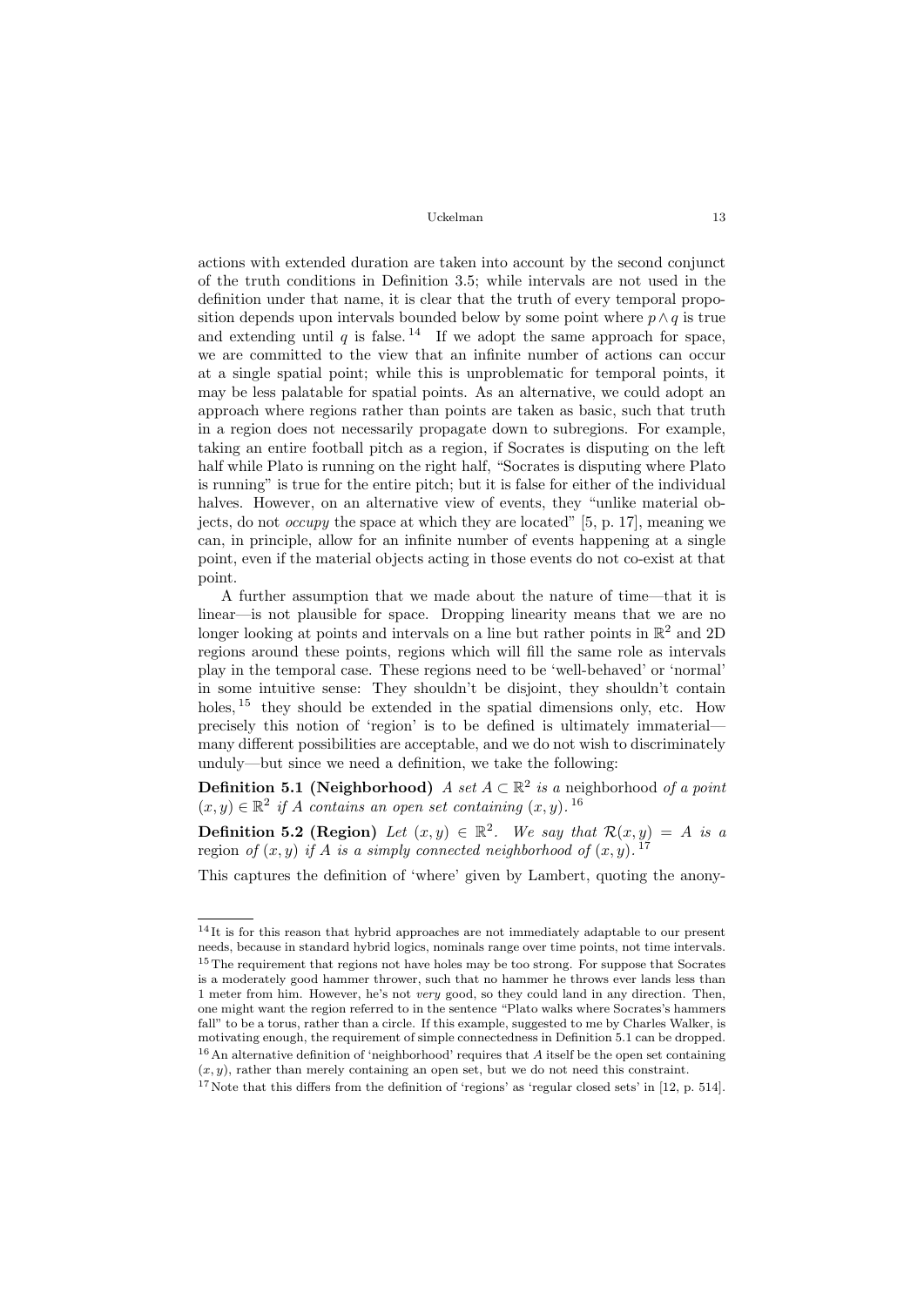actions with extended duration are taken into account by the second conjunct of the truth conditions in Definition 3.5; while intervals are not used in the definition under that name, it is clear that the truth of every temporal proposition depends upon intervals bounded below by some point where $p \wedge q$ is true and extending until $q$ is false.[14] If we adopt the same approach for space, we are committed to the view that an infinite number of actions can occur at a single spatial point; while this is unproblematic for temporal points, it may be less palatable for spatial points. As an alternative, we could adopt an approach where regions rather than points are taken as basic, such that truth in a region does not necessarily propagate down to subregions. For example, taking an entire football pitch as a region, if Socrates is disputing on the left half while Plato is running on the right half, "Socrates is disputing where Plato is running" is true for the entire pitch; but it is false for either of the individual halves. However, on an alternative view of events, they "unlike material objects, do not *occupy* the space at which they are located" [5, p. 17], meaning we can, in principle, allow for an infinite number of events happening at a single point, even if the material objects acting in those events do not co-exist at that point.

A further assumption that we made about the nature of time—that it is linear—is not plausible for space. Dropping linearity means that we are no longer looking at points and intervals on a line but rather points in $\mathbb{R}^2$ and 2D regions around these points, regions which will fill the same role as intervals play in the temporal case. These regions need to be 'well-behaved' or 'normal' in some intuitive sense: They shouldn't be disjoint, they shouldn't contain holes,[15] they should be extended in the spatial dimensions only, etc. How precisely this notion of 'region' is to be defined is ultimately immaterial—many different possibilities are acceptable, and we do not wish to discriminately unduly—but since we need a definition, we take the following:

**Definition 5.1 (Neighborhood)** *A set $A \subset \mathbb{R}^2$ is a* neighborhood *of a point $(x, y) \in \mathbb{R}^2$ if $A$ contains an open set containing $(x, y)$.*[16]

**Definition 5.2 (Region)** *Let $(x, y) \in \mathbb{R}^2$. We say that $\mathcal{R}(x, y) = A$ is a* region *of $(x, y)$ if $A$ is a simply connected neighborhood of $(x, y)$.*[17]

This captures the definition of 'where' given by Lambert, quoting the anony-

---

[14] It is for this reason that hybrid approaches are not immediately adaptable to our present needs, because in standard hybrid logics, nominals range over time points, not time intervals.

[15] The requirement that regions not have holes may be too strong. For suppose that Socrates is a moderately good hammer thrower, such that no hammer he throws ever lands less than 1 meter from him. However, he's not *very* good, so they could land in any direction. Then, one might want the region referred to in the sentence "Plato walks where Socrates's hammers fall" to be a torus, rather than a circle. If this example, suggested to me by Charles Walker, is motivating enough, the requirement of simple connectedness in Definition 5.1 can be dropped.

[16] An alternative definition of 'neighborhood' requires that $A$ itself be the open set containing $(x, y)$, rather than merely containing an open set, but we do not need this constraint.

[17] Note that this differs from the definition of 'regions' as 'regular closed sets' in [12, p. 514].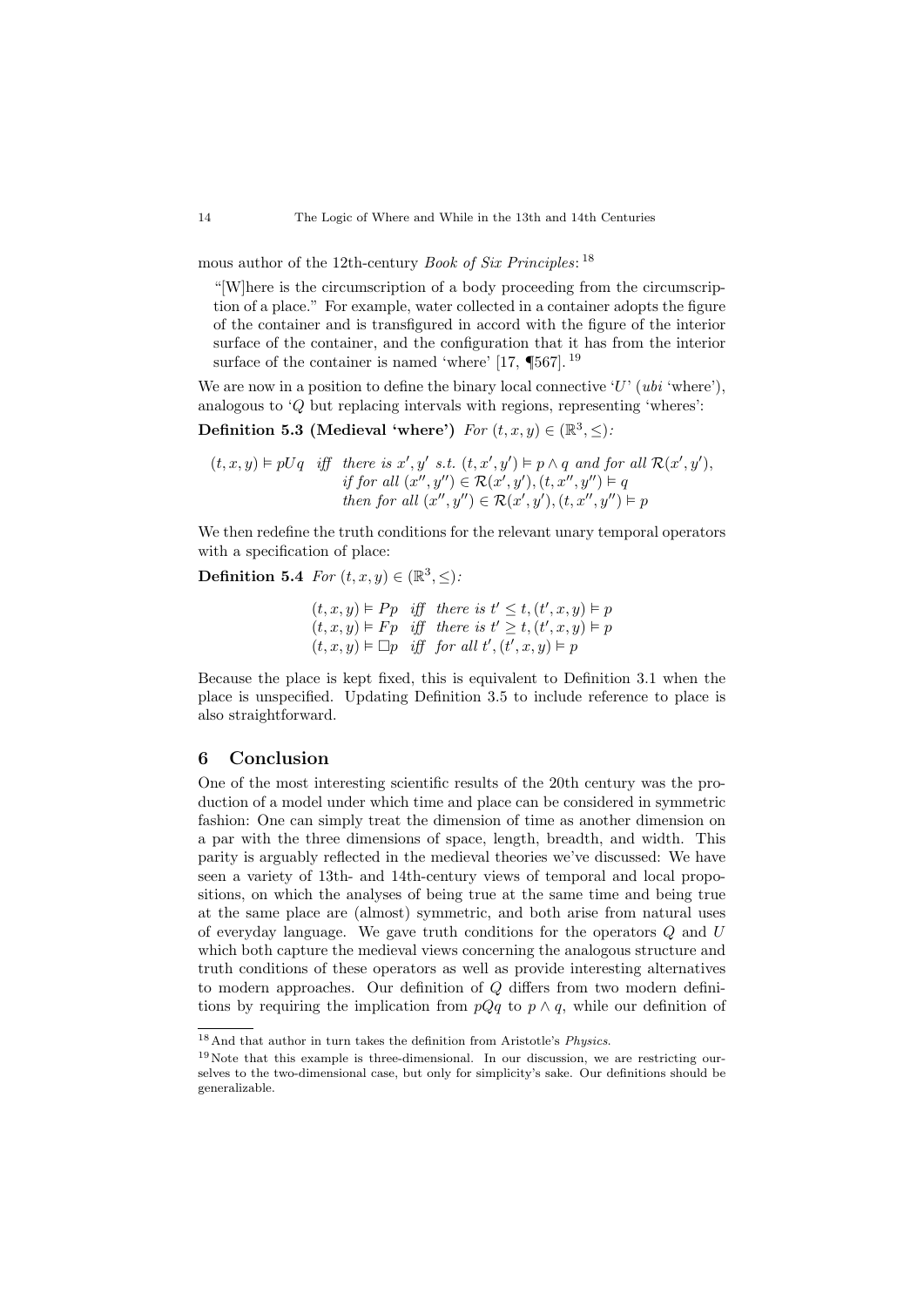mous author of the 12th-century *Book of Six Principles*: [18]

> "[W]here is the circumscription of a body proceeding from the circumscription of a place." For example, water collected in a container adopts the figure of the container and is transfigured in accord with the figure of the interior surface of the container, and the configuration that it has from the interior surface of the container is named 'where' [17, ¶567]. [19]

We are now in a position to define the binary local connective '$U$' (*ubi* 'where'), analogous to '$Q$ but replacing intervals with regions, representing 'wheres':

**Definition 5.3 (Medieval 'where')** *For* $(t, x, y) \in (\mathbb{R}^3, \leq)$*:*

$$
\begin{aligned}
(t, x, y) \vDash pUq \quad \textit{iff} \quad & \textit{there is } x', y' \textit{ s.t. } (t, x', y') \vDash p \wedge q \textit{ and for all } \mathcal{R}(x', y'), \\
& \textit{if for all } (x'', y'') \in \mathcal{R}(x', y'), (t, x'', y'') \vDash q \\
& \textit{then for all } (x'', y'') \in \mathcal{R}(x', y'), (t, x'', y'') \vDash p
\end{aligned}
$$

We then redefine the truth conditions for the relevant unary temporal operators with a specification of place:

**Definition 5.4** *For* $(t, x, y) \in (\mathbb{R}^3, \leq)$*:*

$$
\begin{aligned}
(t, x, y) \vDash Pp \quad & \textit{iff} \quad \textit{there is } t' \leq t, (t', x, y) \vDash p \\
(t, x, y) \vDash Fp \quad & \textit{iff} \quad \textit{there is } t' \geq t, (t', x, y) \vDash p \\
(t, x, y) \vDash \Box p \quad & \textit{iff} \quad \textit{for all } t', (t', x, y) \vDash p
\end{aligned}
$$

Because the place is kept fixed, this is equivalent to Definition 3.1 when the place is unspecified. Updating Definition 3.5 to include reference to place is also straightforward.

## 6 Conclusion

One of the most interesting scientific results of the 20th century was the production of a model under which time and place can be considered in symmetric fashion: One can simply treat the dimension of time as another dimension on a par with the three dimensions of space, length, breadth, and width. This parity is arguably reflected in the medieval theories we've discussed: We have seen a variety of 13th- and 14th-century views of temporal and local propositions, on which the analyses of being true at the same time and being true at the same place are (almost) symmetric, and both arise from natural uses of everyday language. We gave truth conditions for the operators $Q$ and $U$ which both capture the medieval views concerning the analogous structure and truth conditions of these operators as well as provide interesting alternatives to modern approaches. Our definition of $Q$ differs from two modern definitions by requiring the implication from $pQq$ to $p \wedge q$, while our definition of

---

[18] And that author in turn takes the definition from Aristotle's *Physics*.

[19] Note that this example is three-dimensional. In our discussion, we are restricting ourselves to the two-dimensional case, but only for simplicity's sake. Our definitions should be generalizable.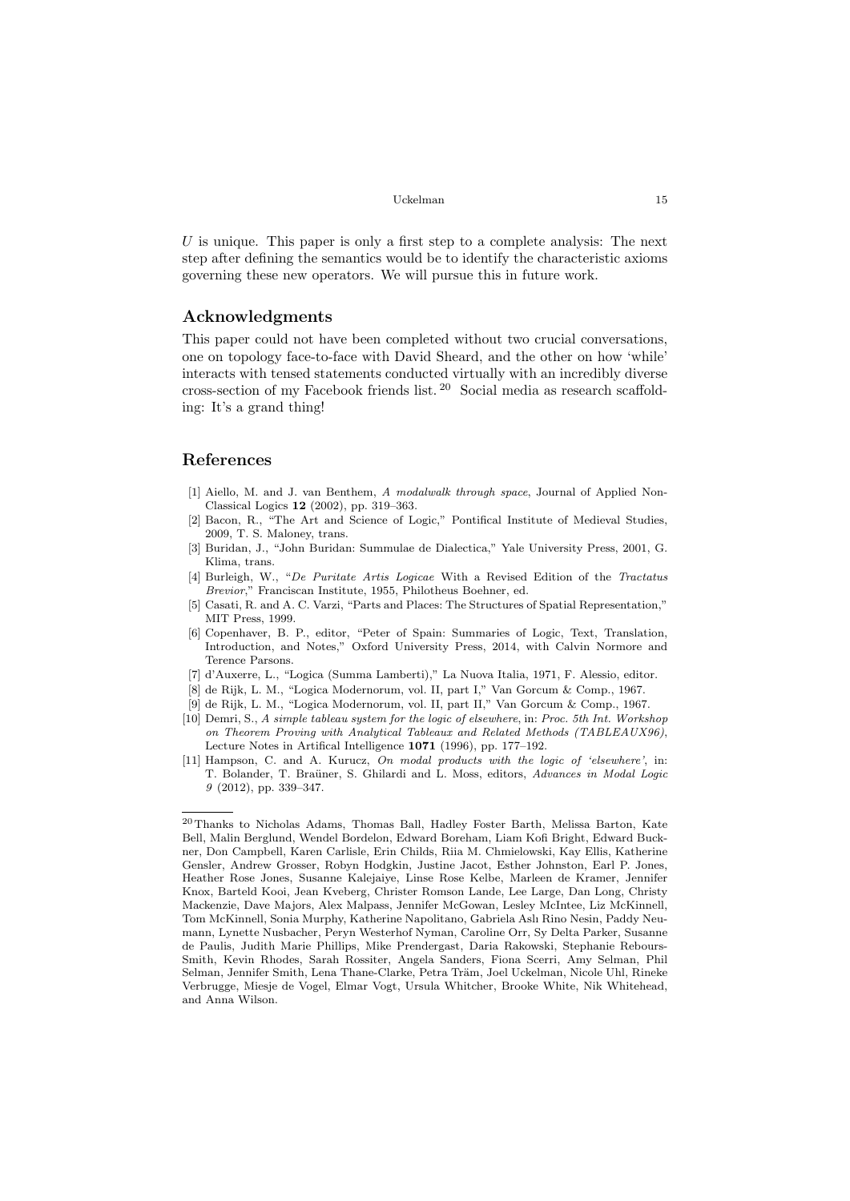$U$ is unique. This paper is only a first step to a complete analysis: The next step after defining the semantics would be to identify the characteristic axioms governing these new operators. We will pursue this in future work.

## Acknowledgments

This paper could not have been completed without two crucial conversations, one on topology face-to-face with David Sheard, and the other on how 'while' interacts with tensed statements conducted virtually with an incredibly diverse cross-section of my Facebook friends list.[20] Social media as research scaffolding: It's a grand thing!

## References

[1] Aiello, M. and J. van Benthem, *A modalwalk through space*, Journal of Applied Non-Classical Logics **12** (2002), pp. 319–363.

[2] Bacon, R., "The Art and Science of Logic," Pontifical Institute of Medieval Studies, 2009, T. S. Maloney, trans.

[3] Buridan, J., "John Buridan: Summulae de Dialectica," Yale University Press, 2001, G. Klima, trans.

[4] Burleigh, W., "*De Puritate Artis Logicae* With a Revised Edition of the *Tractatus Brevior*," Franciscan Institute, 1955, Philotheus Boehner, ed.

[5] Casati, R. and A. C. Varzi, "Parts and Places: The Structures of Spatial Representation," MIT Press, 1999.

[6] Copenhaver, B. P., editor, "Peter of Spain: Summaries of Logic, Text, Translation, Introduction, and Notes," Oxford University Press, 2014, with Calvin Normore and Terence Parsons.

[7] d'Auxerre, L., "Logica (Summa Lamberti)," La Nuova Italia, 1971, F. Alessio, editor.

[8] de Rijk, L. M., "Logica Modernorum, vol. II, part I," Van Gorcum & Comp., 1967.

[9] de Rijk, L. M., "Logica Modernorum, vol. II, part II," Van Gorcum & Comp., 1967.

[10] Demri, S., *A simple tableau system for the logic of elsewhere*, in: *Proc. 5th Int. Workshop on Theorem Proving with Analytical Tableaux and Related Methods (TABLEAUX96)*, Lecture Notes in Artifical Intelligence **1071** (1996), pp. 177–192.

[11] Hampson, C. and A. Kurucz, *On modal products with the logic of 'elsewhere'*, in: T. Bolander, T. Braüner, S. Ghilardi and L. Moss, editors, *Advances in Modal Logic 9* (2012), pp. 339–347.

---

[20] Thanks to Nicholas Adams, Thomas Ball, Hadley Foster Barth, Melissa Barton, Kate Bell, Malin Berglund, Wendel Bordelon, Edward Boreham, Liam Kofi Bright, Edward Buckner, Don Campbell, Karen Carlisle, Erin Childs, Riia M. Chmielowski, Kay Ellis, Katherine Gensler, Andrew Grosser, Robyn Hodgkin, Justine Jacot, Esther Johnston, Earl P. Jones, Heather Rose Jones, Susanne Kalejaiye, Linse Rose Kelbe, Marleen de Kramer, Jennifer Knox, Barteld Kooi, Jean Kveberg, Christer Romson Lande, Lee Large, Dan Long, Christy Mackenzie, Dave Majors, Alex Malpass, Jennifer McGowan, Lesley McIntee, Liz McKinnell, Tom McKinnell, Sonia Murphy, Katherine Napolitano, Gabriela Aslı Rino Nesin, Paddy Neumann, Lynette Nusbacher, Peryn Westerhof Nyman, Caroline Orr, Sy Delta Parker, Susanne de Paulis, Judith Marie Phillips, Mike Prendergast, Daria Rakowski, Stephanie Rebours-Smith, Kevin Rhodes, Sarah Rossiter, Angela Sanders, Fiona Scerri, Amy Selman, Phil Selman, Jennifer Smith, Lena Thane-Clarke, Petra Träm, Joel Uckelman, Nicole Uhl, Rineke Verbrugge, Miesje de Vogel, Elmar Vogt, Ursula Whitcher, Brooke White, Nik Whitehead, and Anna Wilson.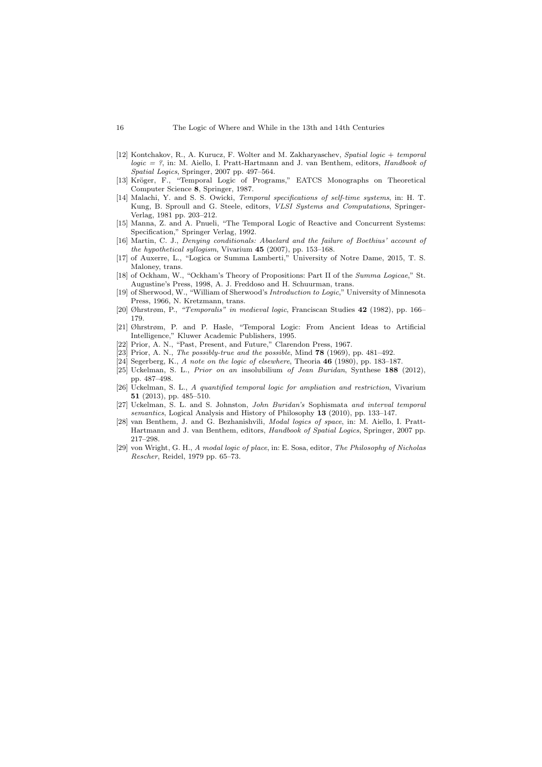- [12] Kontchakov, R., A. Kurucz, F. Wolter and M. Zakharyaschev, *Spatial logic + temporal logic = ?*, in: M. Aiello, I. Pratt-Hartmann and J. van Benthem, editors, *Handbook of Spatial Logics*, Springer, 2007 pp. 497–564.
- [13] Kröger, F., "Temporal Logic of Programs," EATCS Monographs on Theoretical Computer Science **8**, Springer, 1987.
- [14] Malachi, Y. and S. S. Owicki, *Temporal specifications of self-time systems*, in: H. T. Kung, B. Sproull and G. Steele, editors, *VLSI Systems and Computations*, Springer-Verlag, 1981 pp. 203–212.
- [15] Manna, Z. and A. Pnueli, "The Temporal Logic of Reactive and Concurrent Systems: Specification," Springer Verlag, 1992.
- [16] Martin, C. J., *Denying conditionals: Abaelard and the failure of Boethius' account of the hypothetical syllogism*, Vivarium **45** (2007), pp. 153–168.
- [17] of Auxerre, L., "Logica or Summa Lamberti," University of Notre Dame, 2015, T. S. Maloney, trans.
- [18] of Ockham, W., "Ockham's Theory of Propositions: Part II of the *Summa Logicae*," St. Augustine's Press, 1998, A. J. Freddoso and H. Schuurman, trans.
- [19] of Sherwood, W., "William of Sherwood's *Introduction to Logic*," University of Minnesota Press, 1966, N. Kretzmann, trans.
- [20] Øhrstrøm, P., *"Temporalis" in medieval logic*, Franciscan Studies **42** (1982), pp. 166–179.
- [21] Øhrstrøm, P. and P. Hasle, "Temporal Logic: From Ancient Ideas to Artificial Intelligence," Kluwer Academic Publishers, 1995.
- [22] Prior, A. N., "Past, Present, and Future," Clarendon Press, 1967.
- [23] Prior, A. N., *The possibly-true and the possible*, Mind **78** (1969), pp. 481–492.
- [24] Segerberg, K., *A note on the logic of elsewhere*, Theoria **46** (1980), pp. 183–187.
- [25] Uckelman, S. L., *Prior on an* insolubilium *of Jean Buridan*, Synthese **188** (2012), pp. 487–498.
- [26] Uckelman, S. L., *A quantified temporal logic for ampliation and restriction*, Vivarium **51** (2013), pp. 485–510.
- [27] Uckelman, S. L. and S. Johnston, *John Buridan's* Sophismata *and interval temporal semantics*, Logical Analysis and History of Philosophy **13** (2010), pp. 133–147.
- [28] van Benthem, J. and G. Bezhanishvili, *Modal logics of space*, in: M. Aiello, I. Pratt-Hartmann and J. van Benthem, editors, *Handbook of Spatial Logics*, Springer, 2007 pp. 217–298.
- [29] von Wright, G. H., *A modal logic of place*, in: E. Sosa, editor, *The Philosophy of Nicholas Rescher*, Reidel, 1979 pp. 65–73.